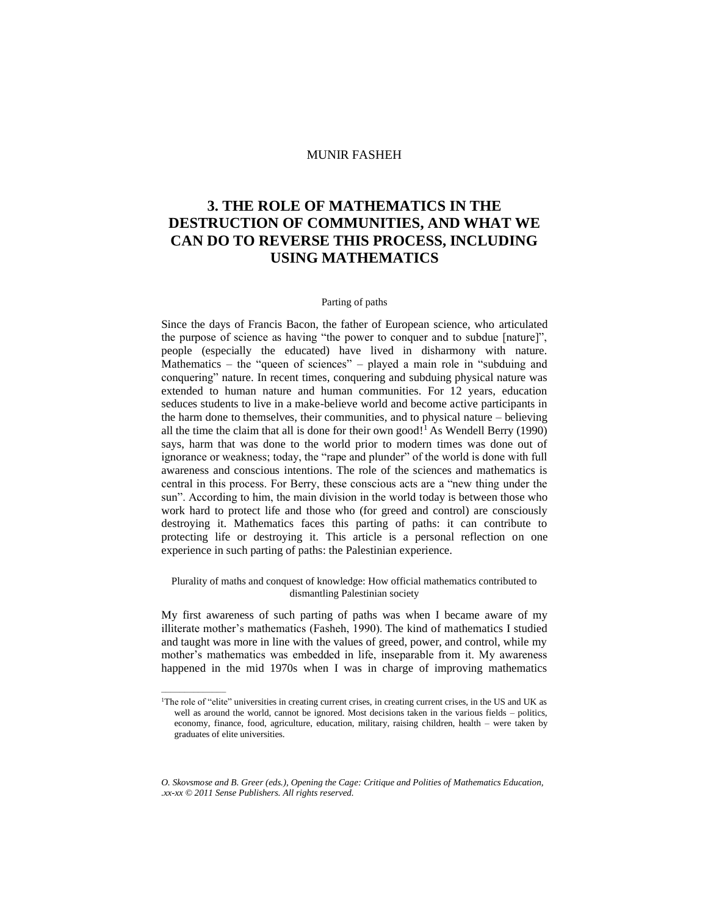MUNIR FASHEH

# 3. THE ROLE OF MATHEMATICS IN THE DESTRUCTION OF COMMUNITIES, AND WHAT WE CAN DO TO REVERSE THIS PROCESS, INCLUDING USING MATHEMATICS

## Parting of paths

Since the days of Francis Bacon, the father of European science, who articulated the purpose of science as having "the power to conquer and to subdue [nature]", people (especially the educated) have lived in disharmony with nature. Mathematics – the "queen of sciences" – played a main role in "subduing and conquering" nature. In recent times, conquering and subduing physical nature was extended to human nature and human communities. For 12 years, education seduces students to live in a make-believe world and become active participants in the harm done to themselves, their communities, and to physical nature – believing all the time the claim that all is done for their own good![1] As Wendell Berry (1990) says, harm that was done to the world prior to modern times was done out of ignorance or weakness; today, the "rape and plunder" of the world is done with full awareness and conscious intentions. The role of the sciences and mathematics is central in this process. For Berry, these conscious acts are a "new thing under the sun". According to him, the main division in the world today is between those who work hard to protect life and those who (for greed and control) are consciously destroying it. Mathematics faces this parting of paths: it can contribute to protecting life or destroying it. This article is a personal reflection on one experience in such parting of paths: the Palestinian experience.

## Plurality of maths and conquest of knowledge: How official mathematics contributed to dismantling Palestinian society

My first awareness of such parting of paths was when I became aware of my illiterate mother's mathematics (Fasheh, 1990). The kind of mathematics I studied and taught was more in line with the values of greed, power, and control, while my mother's mathematics was embedded in life, inseparable from it. My awareness happened in the mid 1970s when I was in charge of improving mathematics

[1] The role of "elite" universities in creating current crises, in creating current crises, in the US and UK as well as around the world, cannot be ignored. Most decisions taken in the various fields – politics, economy, finance, food, agriculture, education, military, raising children, health – were taken by graduates of elite universities.

*O. Skovsmose and B. Greer (eds.), Opening the Cage: Critique and Polities of Mathematics Education, .xx-xx © 2011 Sense Publishers. All rights reserved.*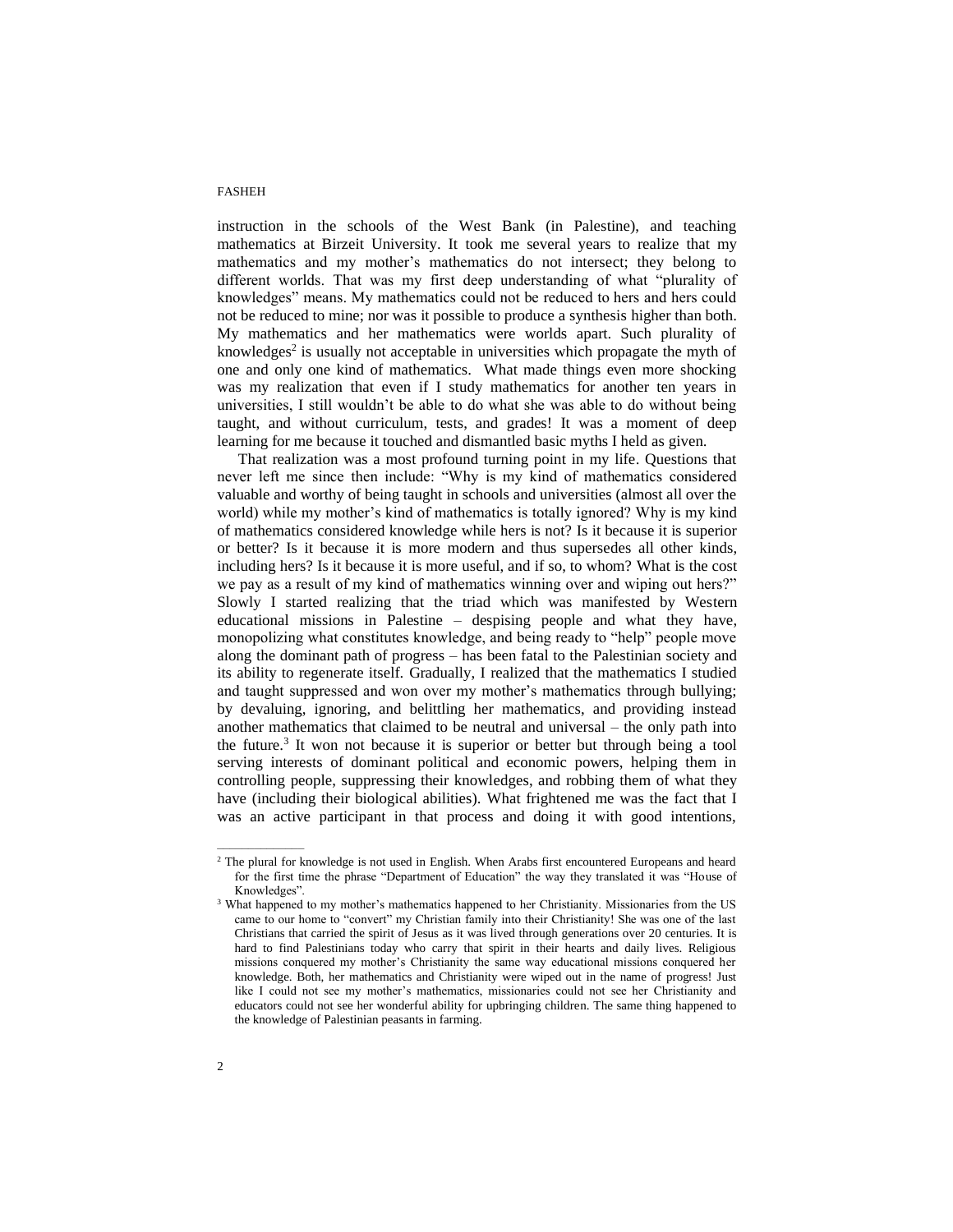instruction in the schools of the West Bank (in Palestine), and teaching mathematics at Birzeit University. It took me several years to realize that my mathematics and my mother's mathematics do not intersect; they belong to different worlds. That was my first deep understanding of what "plurality of knowledges" means. My mathematics could not be reduced to hers and hers could not be reduced to mine; nor was it possible to produce a synthesis higher than both. My mathematics and her mathematics were worlds apart. Such plurality of knowledges[2] is usually not acceptable in universities which propagate the myth of one and only one kind of mathematics. What made things even more shocking was my realization that even if I study mathematics for another ten years in universities, I still wouldn't be able to do what she was able to do without being taught, and without curriculum, tests, and grades! It was a moment of deep learning for me because it touched and dismantled basic myths I held as given.

That realization was a most profound turning point in my life. Questions that never left me since then include: "Why is my kind of mathematics considered valuable and worthy of being taught in schools and universities (almost all over the world) while my mother's kind of mathematics is totally ignored? Why is my kind of mathematics considered knowledge while hers is not? Is it because it is superior or better? Is it because it is more modern and thus supersedes all other kinds, including hers? Is it because it is more useful, and if so, to whom? What is the cost we pay as a result of my kind of mathematics winning over and wiping out hers?" Slowly I started realizing that the triad which was manifested by Western educational missions in Palestine – despising people and what they have, monopolizing what constitutes knowledge, and being ready to "help" people move along the dominant path of progress – has been fatal to the Palestinian society and its ability to regenerate itself. Gradually, I realized that the mathematics I studied and taught suppressed and won over my mother's mathematics through bullying; by devaluing, ignoring, and belittling her mathematics, and providing instead another mathematics that claimed to be neutral and universal – the only path into the future.[3] It won not because it is superior or better but through being a tool serving interests of dominant political and economic powers, helping them in controlling people, suppressing their knowledges, and robbing them of what they have (including their biological abilities). What frightened me was the fact that I was an active participant in that process and doing it with good intentions,

---

[2] The plural for knowledge is not used in English. When Arabs first encountered Europeans and heard for the first time the phrase "Department of Education" the way they translated it was "House of Knowledges".

[3] What happened to my mother's mathematics happened to her Christianity. Missionaries from the US came to our home to "convert" my Christian family into their Christianity! She was one of the last Christians that carried the spirit of Jesus as it was lived through generations over 20 centuries. It is hard to find Palestinians today who carry that spirit in their hearts and daily lives. Religious missions conquered my mother's Christianity the same way educational missions conquered her knowledge. Both, her mathematics and Christianity were wiped out in the name of progress! Just like I could not see my mother's mathematics, missionaries could not see her Christianity and educators could not see her wonderful ability for upbringing children. The same thing happened to the knowledge of Palestinian peasants in farming.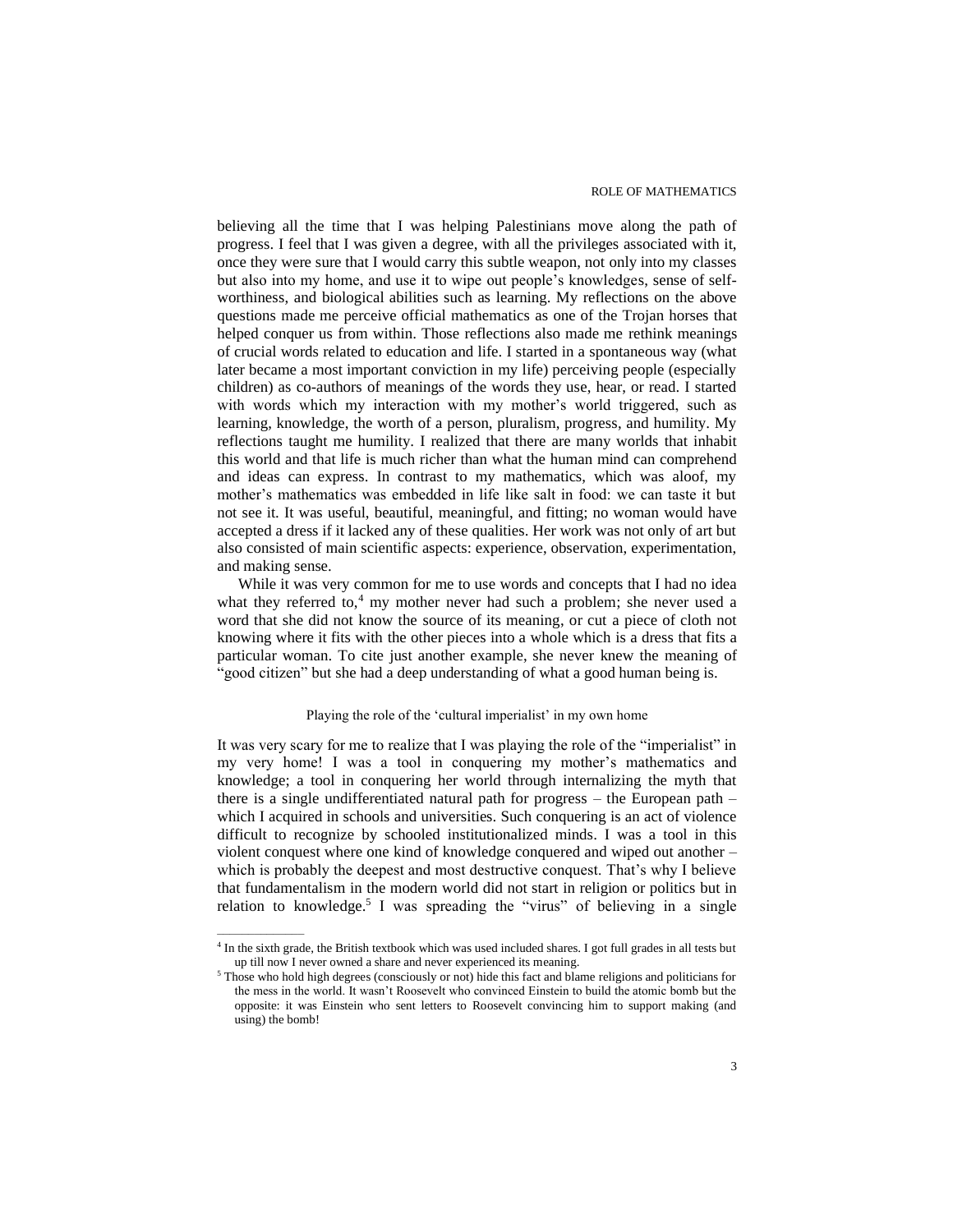believing all the time that I was helping Palestinians move along the path of progress. I feel that I was given a degree, with all the privileges associated with it, once they were sure that I would carry this subtle weapon, not only into my classes but also into my home, and use it to wipe out people's knowledges, sense of self-worthiness, and biological abilities such as learning. My reflections on the above questions made me perceive official mathematics as one of the Trojan horses that helped conquer us from within. Those reflections also made me rethink meanings of crucial words related to education and life. I started in a spontaneous way (what later became a most important conviction in my life) perceiving people (especially children) as co-authors of meanings of the words they use, hear, or read. I started with words which my interaction with my mother's world triggered, such as learning, knowledge, the worth of a person, pluralism, progress, and humility. My reflections taught me humility. I realized that there are many worlds that inhabit this world and that life is much richer than what the human mind can comprehend and ideas can express. In contrast to my mathematics, which was aloof, my mother's mathematics was embedded in life like salt in food: we can taste it but not see it. It was useful, beautiful, meaningful, and fitting; no woman would have accepted a dress if it lacked any of these qualities. Her work was not only of art but also consisted of main scientific aspects: experience, observation, experimentation, and making sense.

While it was very common for me to use words and concepts that I had no idea what they referred to,[4] my mother never had such a problem; she never used a word that she did not know the source of its meaning, or cut a piece of cloth not knowing where it fits with the other pieces into a whole which is a dress that fits a particular woman. To cite just another example, she never knew the meaning of "good citizen" but she had a deep understanding of what a good human being is.

### Playing the role of the 'cultural imperialist' in my own home

It was very scary for me to realize that I was playing the role of the "imperialist" in my very home! I was a tool in conquering my mother's mathematics and knowledge; a tool in conquering her world through internalizing the myth that there is a single undifferentiated natural path for progress – the European path – which I acquired in schools and universities. Such conquering is an act of violence difficult to recognize by schooled institutionalized minds. I was a tool in this violent conquest where one kind of knowledge conquered and wiped out another – which is probably the deepest and most destructive conquest. That's why I believe that fundamentalism in the modern world did not start in religion or politics but in relation to knowledge.[5] I was spreading the "virus" of believing in a single

---

[4] In the sixth grade, the British textbook which was used included shares. I got full grades in all tests but up till now I never owned a share and never experienced its meaning.

[5] Those who hold high degrees (consciously or not) hide this fact and blame religions and politicians for the mess in the world. It wasn't Roosevelt who convinced Einstein to build the atomic bomb but the opposite: it was Einstein who sent letters to Roosevelt convincing him to support making (and using) the bomb!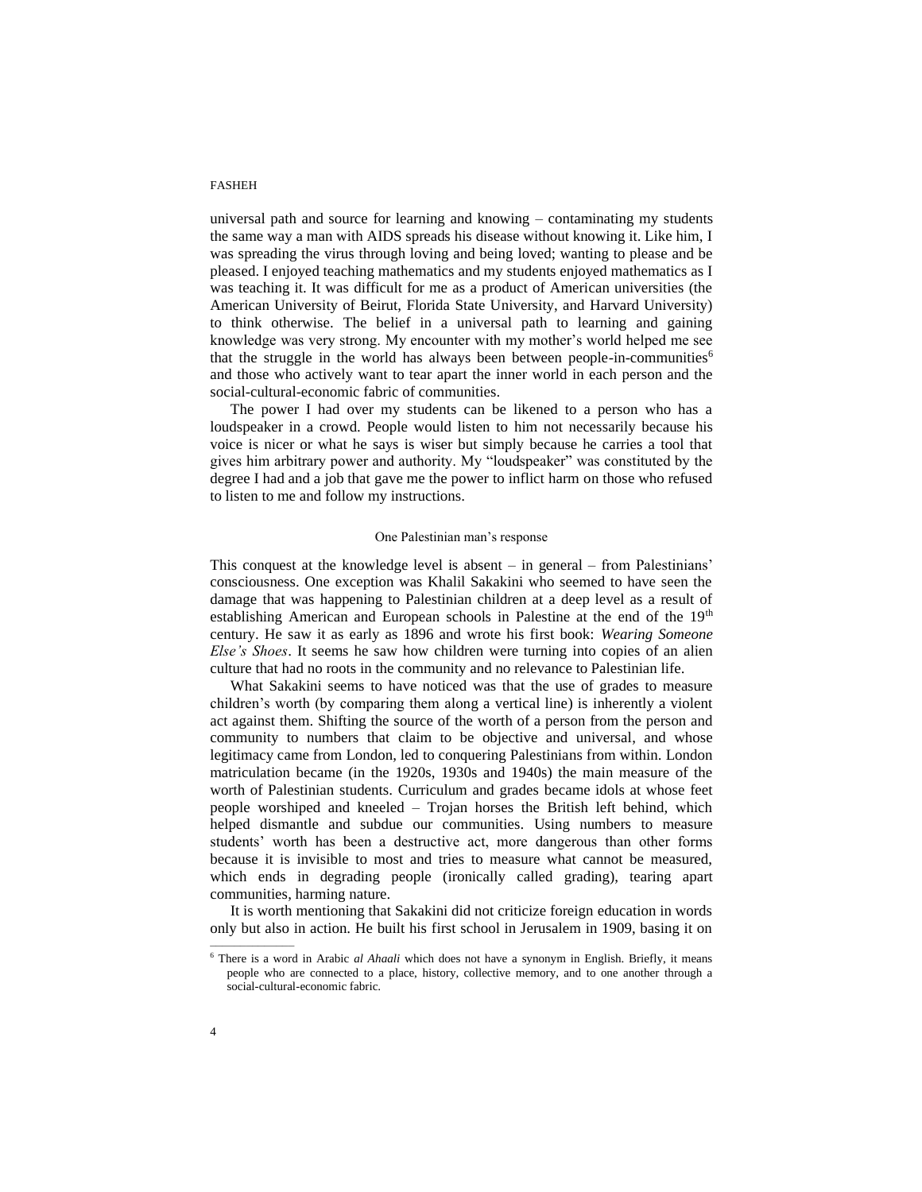universal path and source for learning and knowing – contaminating my students the same way a man with AIDS spreads his disease without knowing it. Like him, I was spreading the virus through loving and being loved; wanting to please and be pleased. I enjoyed teaching mathematics and my students enjoyed mathematics as I was teaching it. It was difficult for me as a product of American universities (the American University of Beirut, Florida State University, and Harvard University) to think otherwise. The belief in a universal path to learning and gaining knowledge was very strong. My encounter with my mother's world helped me see that the struggle in the world has always been between people-in-communities[6] and those who actively want to tear apart the inner world in each person and the social-cultural-economic fabric of communities.

The power I had over my students can be likened to a person who has a loudspeaker in a crowd. People would listen to him not necessarily because his voice is nicer or what he says is wiser but simply because he carries a tool that gives him arbitrary power and authority. My "loudspeaker" was constituted by the degree I had and a job that gave me the power to inflict harm on those who refused to listen to me and follow my instructions.

## One Palestinian man's response

This conquest at the knowledge level is absent – in general – from Palestinians' consciousness. One exception was Khalil Sakakini who seemed to have seen the damage that was happening to Palestinian children at a deep level as a result of establishing American and European schools in Palestine at the end of the 19th century. He saw it as early as 1896 and wrote his first book: *Wearing Someone Else's Shoes*. It seems he saw how children were turning into copies of an alien culture that had no roots in the community and no relevance to Palestinian life.

What Sakakini seems to have noticed was that the use of grades to measure children's worth (by comparing them along a vertical line) is inherently a violent act against them. Shifting the source of the worth of a person from the person and community to numbers that claim to be objective and universal, and whose legitimacy came from London, led to conquering Palestinians from within. London matriculation became (in the 1920s, 1930s and 1940s) the main measure of the worth of Palestinian students. Curriculum and grades became idols at whose feet people worshiped and kneeled – Trojan horses the British left behind, which helped dismantle and subdue our communities. Using numbers to measure students' worth has been a destructive act, more dangerous than other forms because it is invisible to most and tries to measure what cannot be measured, which ends in degrading people (ironically called grading), tearing apart communities, harming nature.

It is worth mentioning that Sakakini did not criticize foreign education in words only but also in action. He built his first school in Jerusalem in 1909, basing it on

[6] There is a word in Arabic *al Ahaali* which does not have a synonym in English. Briefly, it means people who are connected to a place, history, collective memory, and to one another through a social-cultural-economic fabric.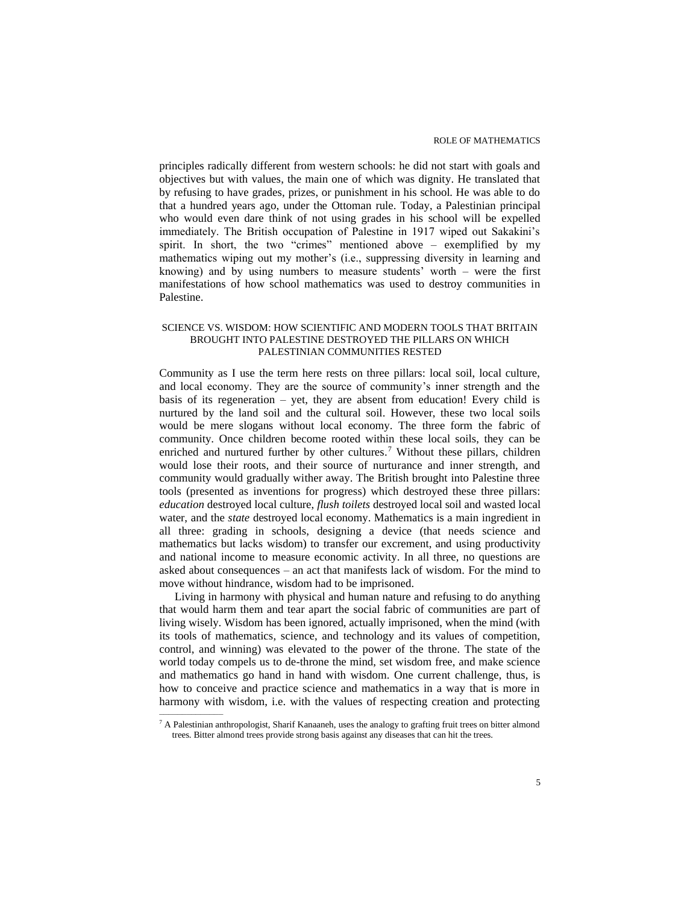principles radically different from western schools: he did not start with goals and objectives but with values, the main one of which was dignity. He translated that by refusing to have grades, prizes, or punishment in his school. He was able to do that a hundred years ago, under the Ottoman rule. Today, a Palestinian principal who would even dare think of not using grades in his school will be expelled immediately. The British occupation of Palestine in 1917 wiped out Sakakini's spirit. In short, the two "crimes" mentioned above – exemplified by my mathematics wiping out my mother's (i.e., suppressing diversity in learning and knowing) and by using numbers to measure students' worth – were the first manifestations of how school mathematics was used to destroy communities in Palestine.

## SCIENCE VS. WISDOM: HOW SCIENTIFIC AND MODERN TOOLS THAT BRITAIN BROUGHT INTO PALESTINE DESTROYED THE PILLARS ON WHICH PALESTINIAN COMMUNITIES RESTED

Community as I use the term here rests on three pillars: local soil, local culture, and local economy. They are the source of community's inner strength and the basis of its regeneration – yet, they are absent from education! Every child is nurtured by the land soil and the cultural soil. However, these two local soils would be mere slogans without local economy. The three form the fabric of community. Once children become rooted within these local soils, they can be enriched and nurtured further by other cultures.[7] Without these pillars, children would lose their roots, and their source of nurturance and inner strength, and community would gradually wither away. The British brought into Palestine three tools (presented as inventions for progress) which destroyed these three pillars: *education* destroyed local culture, *flush toilets* destroyed local soil and wasted local water, and the *state* destroyed local economy. Mathematics is a main ingredient in all three: grading in schools, designing a device (that needs science and mathematics but lacks wisdom) to transfer our excrement, and using productivity and national income to measure economic activity. In all three, no questions are asked about consequences – an act that manifests lack of wisdom. For the mind to move without hindrance, wisdom had to be imprisoned.

Living in harmony with physical and human nature and refusing to do anything that would harm them and tear apart the social fabric of communities are part of living wisely. Wisdom has been ignored, actually imprisoned, when the mind (with its tools of mathematics, science, and technology and its values of competition, control, and winning) was elevated to the power of the throne. The state of the world today compels us to de-throne the mind, set wisdom free, and make science and mathematics go hand in hand with wisdom. One current challenge, thus, is how to conceive and practice science and mathematics in a way that is more in harmony with wisdom, i.e. with the values of respecting creation and protecting

[7] A Palestinian anthropologist, Sharif Kanaaneh, uses the analogy to grafting fruit trees on bitter almond trees. Bitter almond trees provide strong basis against any diseases that can hit the trees.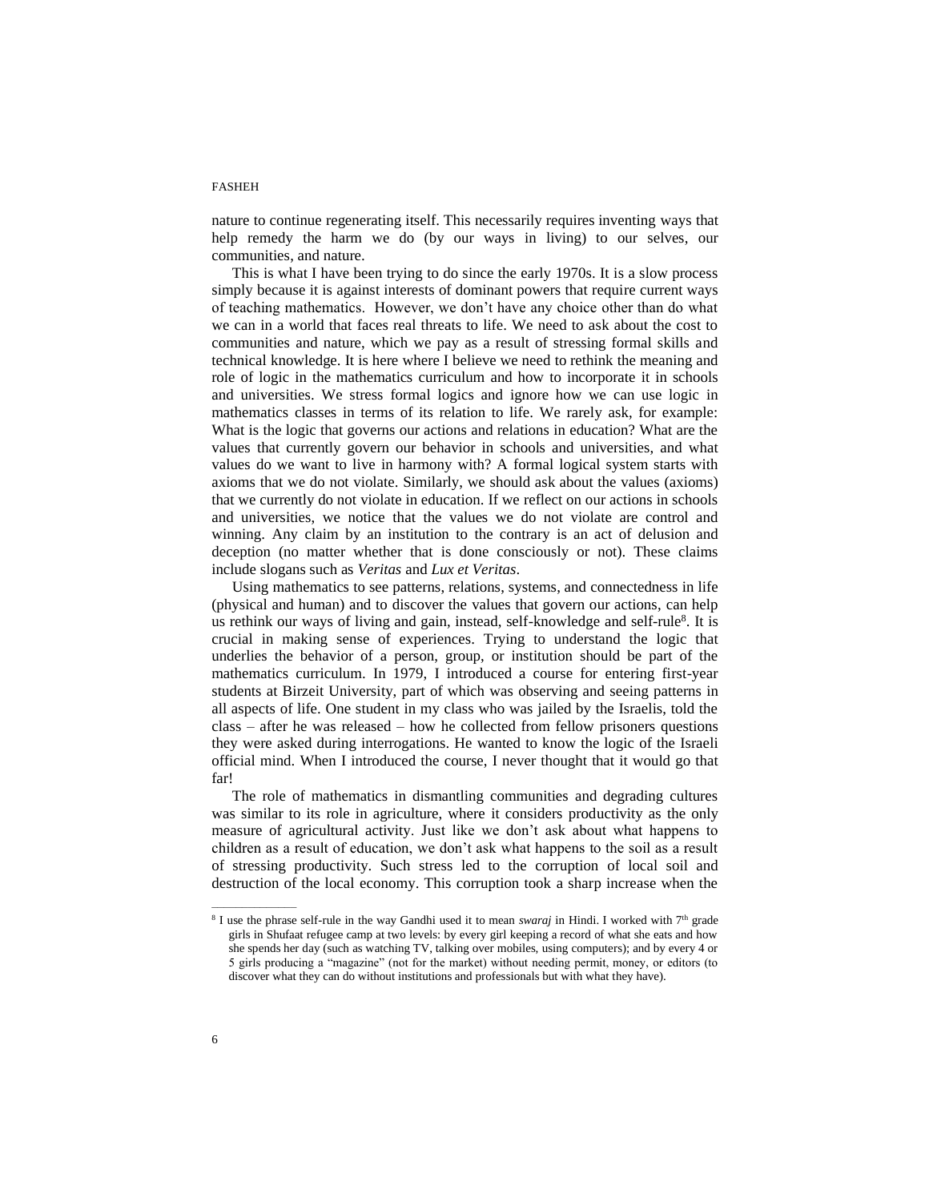nature to continue regenerating itself. This necessarily requires inventing ways that help remedy the harm we do (by our ways in living) to our selves, our communities, and nature.

This is what I have been trying to do since the early 1970s. It is a slow process simply because it is against interests of dominant powers that require current ways of teaching mathematics. However, we don't have any choice other than do what we can in a world that faces real threats to life. We need to ask about the cost to communities and nature, which we pay as a result of stressing formal skills and technical knowledge. It is here where I believe we need to rethink the meaning and role of logic in the mathematics curriculum and how to incorporate it in schools and universities. We stress formal logics and ignore how we can use logic in mathematics classes in terms of its relation to life. We rarely ask, for example: What is the logic that governs our actions and relations in education? What are the values that currently govern our behavior in schools and universities, and what values do we want to live in harmony with? A formal logical system starts with axioms that we do not violate. Similarly, we should ask about the values (axioms) that we currently do not violate in education. If we reflect on our actions in schools and universities, we notice that the values we do not violate are control and winning. Any claim by an institution to the contrary is an act of delusion and deception (no matter whether that is done consciously or not). These claims include slogans such as *Veritas* and *Lux et Veritas*.

Using mathematics to see patterns, relations, systems, and connectedness in life (physical and human) and to discover the values that govern our actions, can help us rethink our ways of living and gain, instead, self-knowledge and self-rule[8]. It is crucial in making sense of experiences. Trying to understand the logic that underlies the behavior of a person, group, or institution should be part of the mathematics curriculum. In 1979, I introduced a course for entering first-year students at Birzeit University, part of which was observing and seeing patterns in all aspects of life. One student in my class who was jailed by the Israelis, told the class – after he was released – how he collected from fellow prisoners questions they were asked during interrogations. He wanted to know the logic of the Israeli official mind. When I introduced the course, I never thought that it would go that far!

The role of mathematics in dismantling communities and degrading cultures was similar to its role in agriculture, where it considers productivity as the only measure of agricultural activity. Just like we don't ask about what happens to children as a result of education, we don't ask what happens to the soil as a result of stressing productivity. Such stress led to the corruption of local soil and destruction of the local economy. This corruption took a sharp increase when the

---

[8] I use the phrase self-rule in the way Gandhi used it to mean *swaraj* in Hindi. I worked with 7th grade girls in Shufaat refugee camp at two levels: by every girl keeping a record of what she eats and how she spends her day (such as watching TV, talking over mobiles, using computers); and by every 4 or 5 girls producing a "magazine" (not for the market) without needing permit, money, or editors (to discover what they can do without institutions and professionals but with what they have).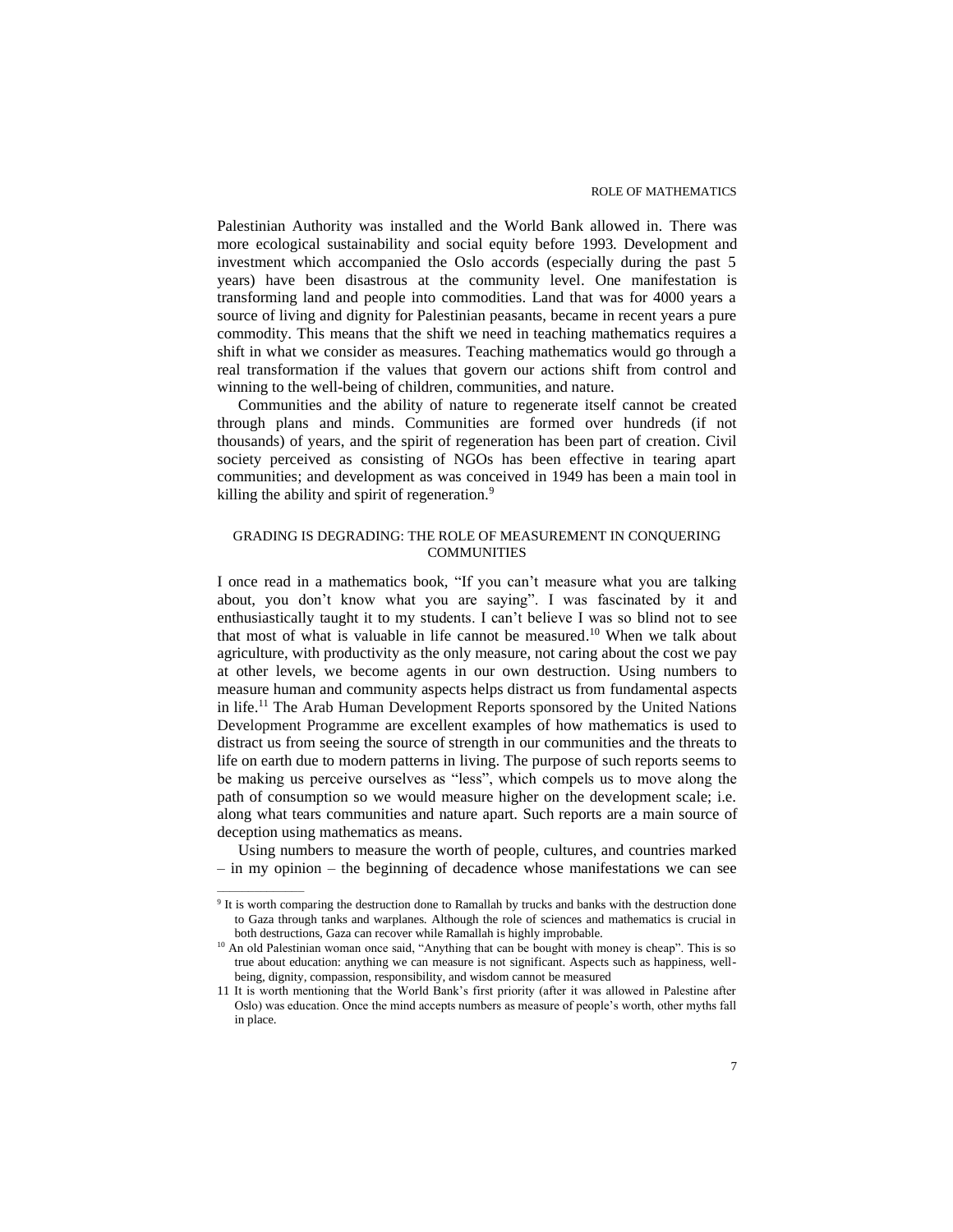Palestinian Authority was installed and the World Bank allowed in. There was more ecological sustainability and social equity before 1993. Development and investment which accompanied the Oslo accords (especially during the past 5 years) have been disastrous at the community level. One manifestation is transforming land and people into commodities. Land that was for 4000 years a source of living and dignity for Palestinian peasants, became in recent years a pure commodity. This means that the shift we need in teaching mathematics requires a shift in what we consider as measures. Teaching mathematics would go through a real transformation if the values that govern our actions shift from control and winning to the well-being of children, communities, and nature.

Communities and the ability of nature to regenerate itself cannot be created through plans and minds. Communities are formed over hundreds (if not thousands) of years, and the spirit of regeneration has been part of creation. Civil society perceived as consisting of NGOs has been effective in tearing apart communities; and development as was conceived in 1949 has been a main tool in killing the ability and spirit of regeneration.[9]

## GRADING IS DEGRADING: THE ROLE OF MEASUREMENT IN CONQUERING COMMUNITIES

I once read in a mathematics book, "If you can't measure what you are talking about, you don't know what you are saying". I was fascinated by it and enthusiastically taught it to my students. I can't believe I was so blind not to see that most of what is valuable in life cannot be measured.[10] When we talk about agriculture, with productivity as the only measure, not caring about the cost we pay at other levels, we become agents in our own destruction. Using numbers to measure human and community aspects helps distract us from fundamental aspects in life.[11] The Arab Human Development Reports sponsored by the United Nations Development Programme are excellent examples of how mathematics is used to distract us from seeing the source of strength in our communities and the threats to life on earth due to modern patterns in living. The purpose of such reports seems to be making us perceive ourselves as "less", which compels us to move along the path of consumption so we would measure higher on the development scale; i.e. along what tears communities and nature apart. Such reports are a main source of deception using mathematics as means.

Using numbers to measure the worth of people, cultures, and countries marked – in my opinion – the beginning of decadence whose manifestations we can see

---

[9] It is worth comparing the destruction done to Ramallah by trucks and banks with the destruction done to Gaza through tanks and warplanes. Although the role of sciences and mathematics is crucial in both destructions, Gaza can recover while Ramallah is highly improbable.

[10] An old Palestinian woman once said, "Anything that can be bought with money is cheap". This is so true about education: anything we can measure is not significant. Aspects such as happiness, well-being, dignity, compassion, responsibility, and wisdom cannot be measured

[11] It is worth mentioning that the World Bank's first priority (after it was allowed in Palestine after Oslo) was education. Once the mind accepts numbers as measure of people's worth, other myths fall in place.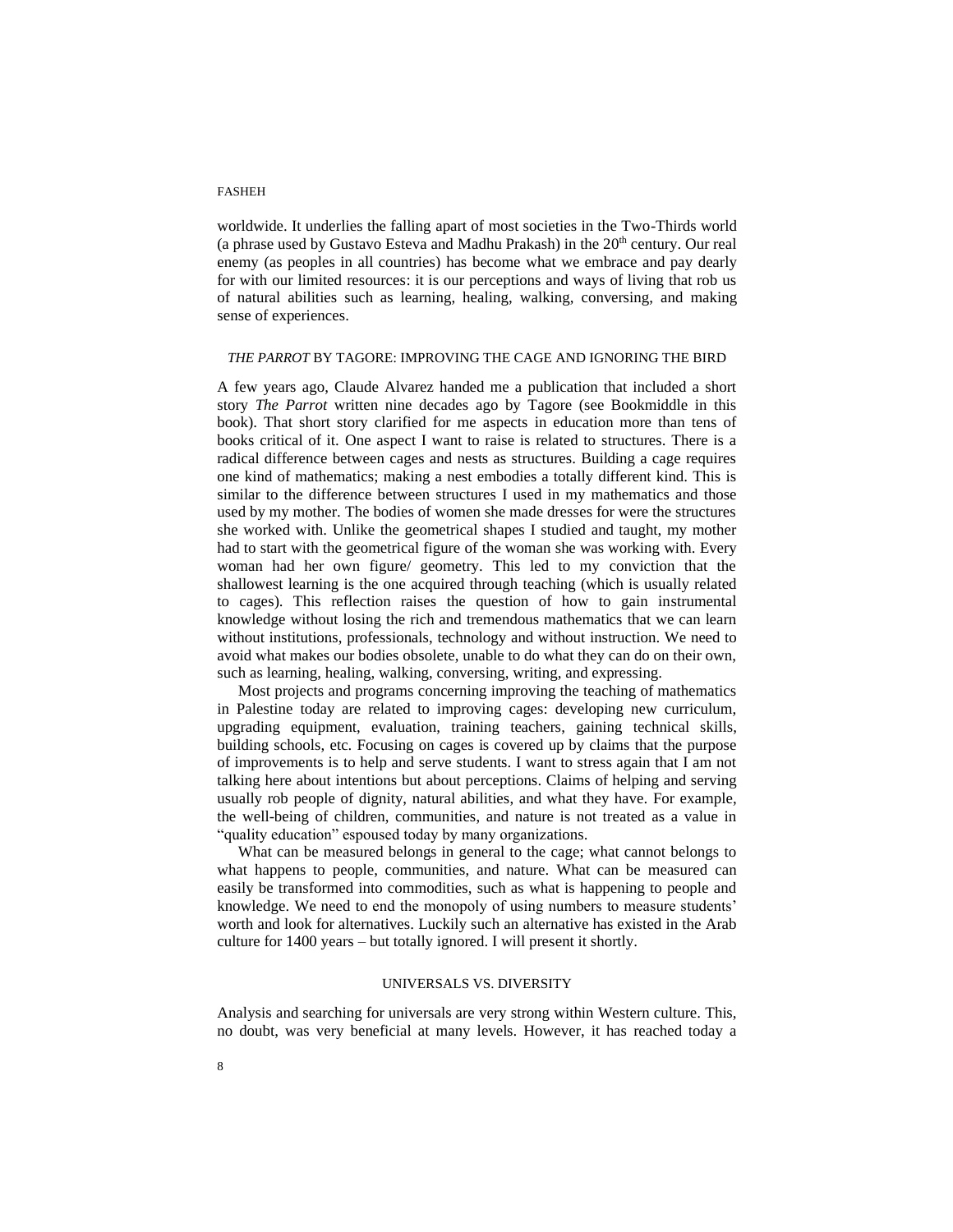worldwide. It underlies the falling apart of most societies in the Two-Thirds world (a phrase used by Gustavo Esteva and Madhu Prakash) in the 20th century. Our real enemy (as peoples in all countries) has become what we embrace and pay dearly for with our limited resources: it is our perceptions and ways of living that rob us of natural abilities such as learning, healing, walking, conversing, and making sense of experiences.

## *THE PARROT* BY TAGORE: IMPROVING THE CAGE AND IGNORING THE BIRD

A few years ago, Claude Alvarez handed me a publication that included a short story *The Parrot* written nine decades ago by Tagore (see Bookmiddle in this book). That short story clarified for me aspects in education more than tens of books critical of it. One aspect I want to raise is related to structures. There is a radical difference between cages and nests as structures. Building a cage requires one kind of mathematics; making a nest embodies a totally different kind. This is similar to the difference between structures I used in my mathematics and those used by my mother. The bodies of women she made dresses for were the structures she worked with. Unlike the geometrical shapes I studied and taught, my mother had to start with the geometrical figure of the woman she was working with. Every woman had her own figure/ geometry. This led to my conviction that the shallowest learning is the one acquired through teaching (which is usually related to cages). This reflection raises the question of how to gain instrumental knowledge without losing the rich and tremendous mathematics that we can learn without institutions, professionals, technology and without instruction. We need to avoid what makes our bodies obsolete, unable to do what they can do on their own, such as learning, healing, walking, conversing, writing, and expressing.

Most projects and programs concerning improving the teaching of mathematics in Palestine today are related to improving cages: developing new curriculum, upgrading equipment, evaluation, training teachers, gaining technical skills, building schools, etc. Focusing on cages is covered up by claims that the purpose of improvements is to help and serve students. I want to stress again that I am not talking here about intentions but about perceptions. Claims of helping and serving usually rob people of dignity, natural abilities, and what they have. For example, the well-being of children, communities, and nature is not treated as a value in "quality education" espoused today by many organizations.

What can be measured belongs in general to the cage; what cannot belongs to what happens to people, communities, and nature. What can be measured can easily be transformed into commodities, such as what is happening to people and knowledge. We need to end the monopoly of using numbers to measure students' worth and look for alternatives. Luckily such an alternative has existed in the Arab culture for 1400 years – but totally ignored. I will present it shortly.

## UNIVERSALS VS. DIVERSITY

Analysis and searching for universals are very strong within Western culture. This, no doubt, was very beneficial at many levels. However, it has reached today a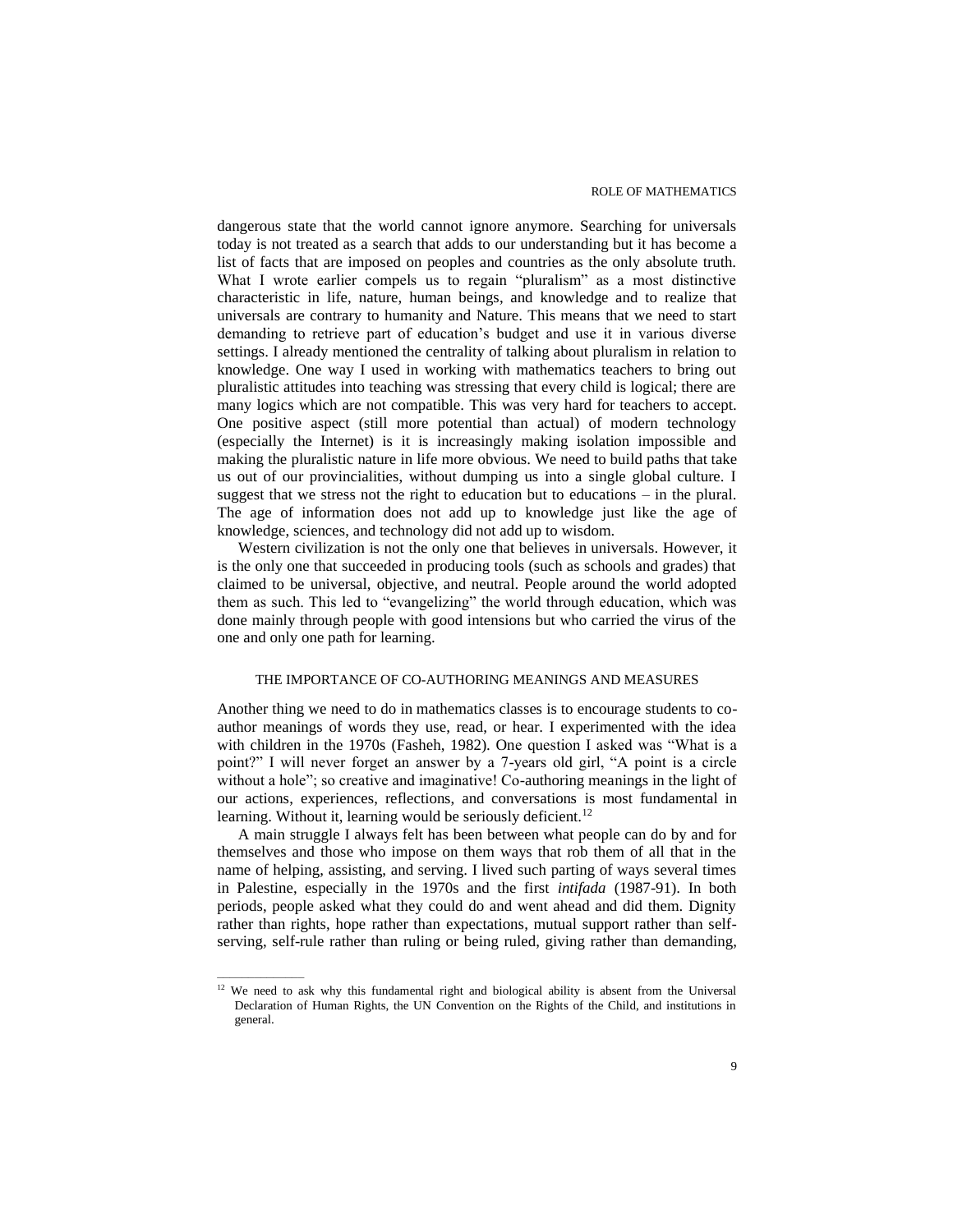dangerous state that the world cannot ignore anymore. Searching for universals today is not treated as a search that adds to our understanding but it has become a list of facts that are imposed on peoples and countries as the only absolute truth. What I wrote earlier compels us to regain "pluralism" as a most distinctive characteristic in life, nature, human beings, and knowledge and to realize that universals are contrary to humanity and Nature. This means that we need to start demanding to retrieve part of education's budget and use it in various diverse settings. I already mentioned the centrality of talking about pluralism in relation to knowledge. One way I used in working with mathematics teachers to bring out pluralistic attitudes into teaching was stressing that every child is logical; there are many logics which are not compatible. This was very hard for teachers to accept. One positive aspect (still more potential than actual) of modern technology (especially the Internet) is it is increasingly making isolation impossible and making the pluralistic nature in life more obvious. We need to build paths that take us out of our provincialities, without dumping us into a single global culture. I suggest that we stress not the right to education but to educations – in the plural. The age of information does not add up to knowledge just like the age of knowledge, sciences, and technology did not add up to wisdom.

Western civilization is not the only one that believes in universals. However, it is the only one that succeeded in producing tools (such as schools and grades) that claimed to be universal, objective, and neutral. People around the world adopted them as such. This led to "evangelizing" the world through education, which was done mainly through people with good intensions but who carried the virus of the one and only one path for learning.

## THE IMPORTANCE OF CO-AUTHORING MEANINGS AND MEASURES

Another thing we need to do in mathematics classes is to encourage students to co-author meanings of words they use, read, or hear. I experimented with the idea with children in the 1970s (Fasheh, 1982). One question I asked was "What is a point?" I will never forget an answer by a 7-years old girl, "A point is a circle without a hole"; so creative and imaginative! Co-authoring meanings in the light of our actions, experiences, reflections, and conversations is most fundamental in learning. Without it, learning would be seriously deficient.[12]

A main struggle I always felt has been between what people can do by and for themselves and those who impose on them ways that rob them of all that in the name of helping, assisting, and serving. I lived such parting of ways several times in Palestine, especially in the 1970s and the first *intifada* (1987-91). In both periods, people asked what they could do and went ahead and did them. Dignity rather than rights, hope rather than expectations, mutual support rather than self-serving, self-rule rather than ruling or being ruled, giving rather than demanding,

[12] We need to ask why this fundamental right and biological ability is absent from the Universal Declaration of Human Rights, the UN Convention on the Rights of the Child, and institutions in general.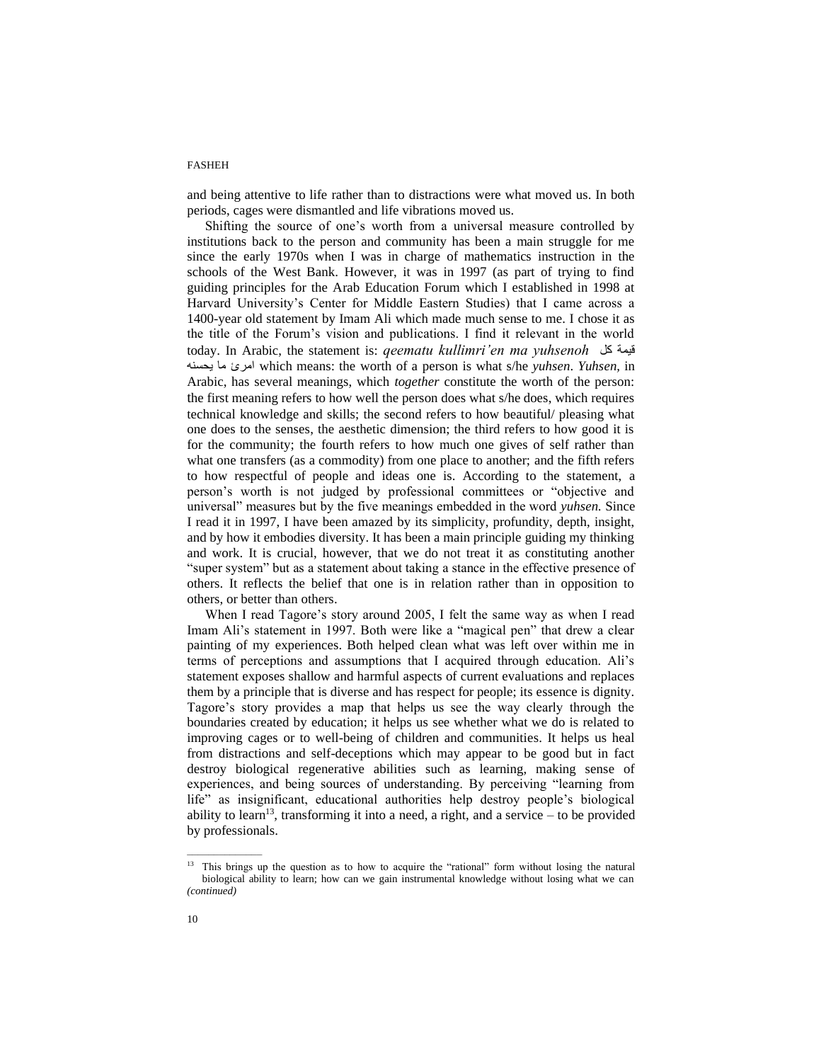and being attentive to life rather than to distractions were what moved us. In both periods, cages were dismantled and life vibrations moved us.

Shifting the source of one's worth from a universal measure controlled by institutions back to the person and community has been a main struggle for me since the early 1970s when I was in charge of mathematics instruction in the schools of the West Bank. However, it was in 1997 (as part of trying to find guiding principles for the Arab Education Forum which I established in 1998 at Harvard University's Center for Middle Eastern Studies) that I came across a 1400-year old statement by Imam Ali which made much sense to me. I chose it as the title of the Forum's vision and publications. I find it relevant in the world today. In Arabic, the statement is: *qeematu kullimri'en ma yuhsenoh* قيمة كل امرئ ما يحسنه which means: the worth of a person is what s/he *yuhsen*. *Yuhsen,* in Arabic, has several meanings, which *together* constitute the worth of the person: the first meaning refers to how well the person does what s/he does, which requires technical knowledge and skills; the second refers to how beautiful/ pleasing what one does to the senses, the aesthetic dimension; the third refers to how good it is for the community; the fourth refers to how much one gives of self rather than what one transfers (as a commodity) from one place to another; and the fifth refers to how respectful of people and ideas one is. According to the statement, a person's worth is not judged by professional committees or "objective and universal" measures but by the five meanings embedded in the word *yuhsen.* Since I read it in 1997, I have been amazed by its simplicity, profundity, depth, insight, and by how it embodies diversity. It has been a main principle guiding my thinking and work. It is crucial, however, that we do not treat it as constituting another "super system" but as a statement about taking a stance in the effective presence of others. It reflects the belief that one is in relation rather than in opposition to others, or better than others.

When I read Tagore's story around 2005, I felt the same way as when I read Imam Ali's statement in 1997. Both were like a "magical pen" that drew a clear painting of my experiences. Both helped clean what was left over within me in terms of perceptions and assumptions that I acquired through education. Ali's statement exposes shallow and harmful aspects of current evaluations and replaces them by a principle that is diverse and has respect for people; its essence is dignity. Tagore's story provides a map that helps us see the way clearly through the boundaries created by education; it helps us see whether what we do is related to improving cages or to well-being of children and communities. It helps us heal from distractions and self-deceptions which may appear to be good but in fact destroy biological regenerative abilities such as learning, making sense of experiences, and being sources of understanding. By perceiving "learning from life" as insignificant, educational authorities help destroy people's biological ability to learn[13], transforming it into a need, a right, and a service – to be provided by professionals.

---

[13] This brings up the question as to how to acquire the "rational" form without losing the natural biological ability to learn; how can we gain instrumental knowledge without losing what we can *(continued)*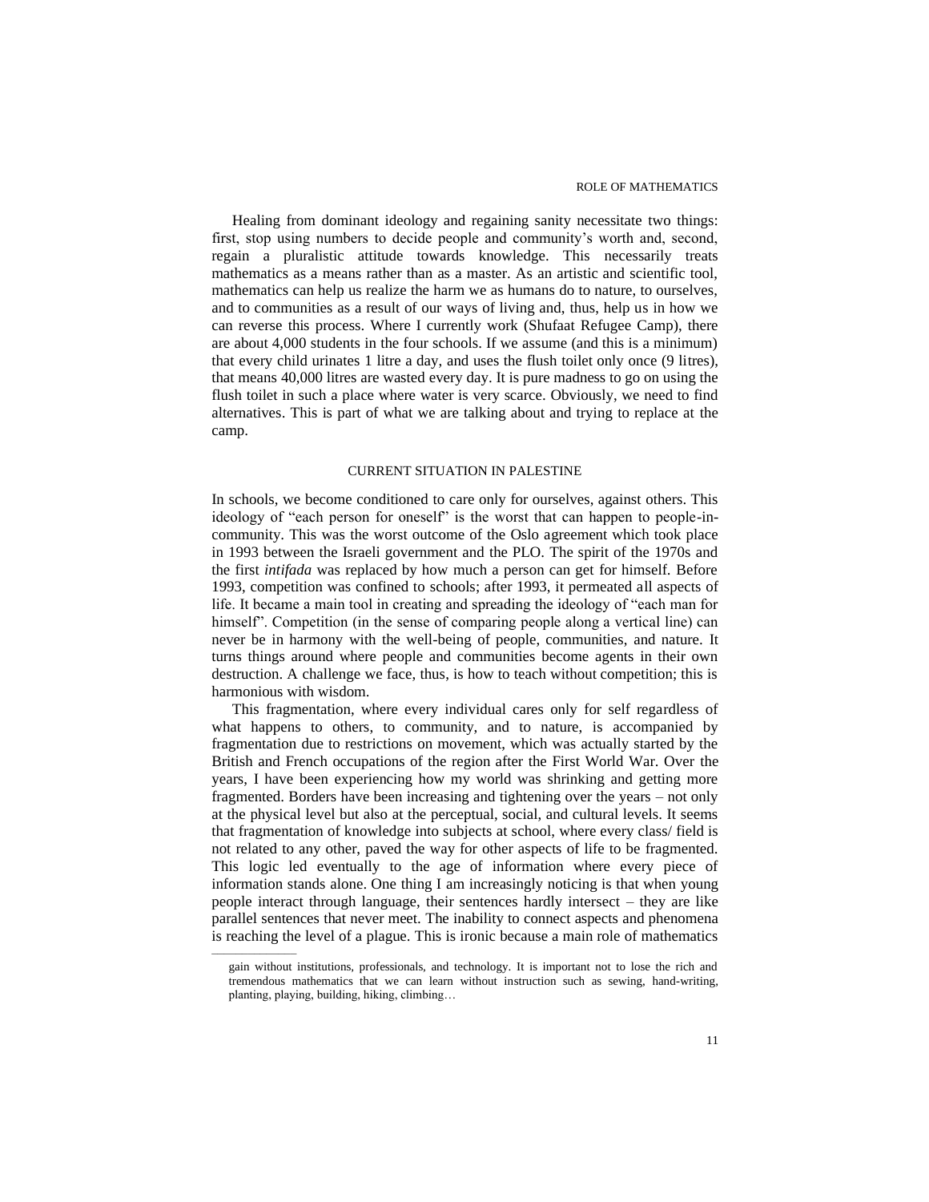Healing from dominant ideology and regaining sanity necessitate two things: first, stop using numbers to decide people and community's worth and, second, regain a pluralistic attitude towards knowledge. This necessarily treats mathematics as a means rather than as a master. As an artistic and scientific tool, mathematics can help us realize the harm we as humans do to nature, to ourselves, and to communities as a result of our ways of living and, thus, help us in how we can reverse this process. Where I currently work (Shufaat Refugee Camp), there are about 4,000 students in the four schools. If we assume (and this is a minimum) that every child urinates 1 litre a day, and uses the flush toilet only once (9 litres), that means 40,000 litres are wasted every day. It is pure madness to go on using the flush toilet in such a place where water is very scarce. Obviously, we need to find alternatives. This is part of what we are talking about and trying to replace at the camp.

## CURRENT SITUATION IN PALESTINE

In schools, we become conditioned to care only for ourselves, against others. This ideology of "each person for oneself" is the worst that can happen to people-in-community. This was the worst outcome of the Oslo agreement which took place in 1993 between the Israeli government and the PLO. The spirit of the 1970s and the first *intifada* was replaced by how much a person can get for himself. Before 1993, competition was confined to schools; after 1993, it permeated all aspects of life. It became a main tool in creating and spreading the ideology of "each man for himself". Competition (in the sense of comparing people along a vertical line) can never be in harmony with the well-being of people, communities, and nature. It turns things around where people and communities become agents in their own destruction. A challenge we face, thus, is how to teach without competition; this is harmonious with wisdom.

This fragmentation, where every individual cares only for self regardless of what happens to others, to community, and to nature, is accompanied by fragmentation due to restrictions on movement, which was actually started by the British and French occupations of the region after the First World War. Over the years, I have been experiencing how my world was shrinking and getting more fragmented. Borders have been increasing and tightening over the years – not only at the physical level but also at the perceptual, social, and cultural levels. It seems that fragmentation of knowledge into subjects at school, where every class/ field is not related to any other, paved the way for other aspects of life to be fragmented. This logic led eventually to the age of information where every piece of information stands alone. One thing I am increasingly noticing is that when young people interact through language, their sentences hardly intersect – they are like parallel sentences that never meet. The inability to connect aspects and phenomena is reaching the level of a plague. This is ironic because a main role of mathematics

---

gain without institutions, professionals, and technology. It is important not to lose the rich and tremendous mathematics that we can learn without instruction such as sewing, hand-writing, planting, playing, building, hiking, climbing…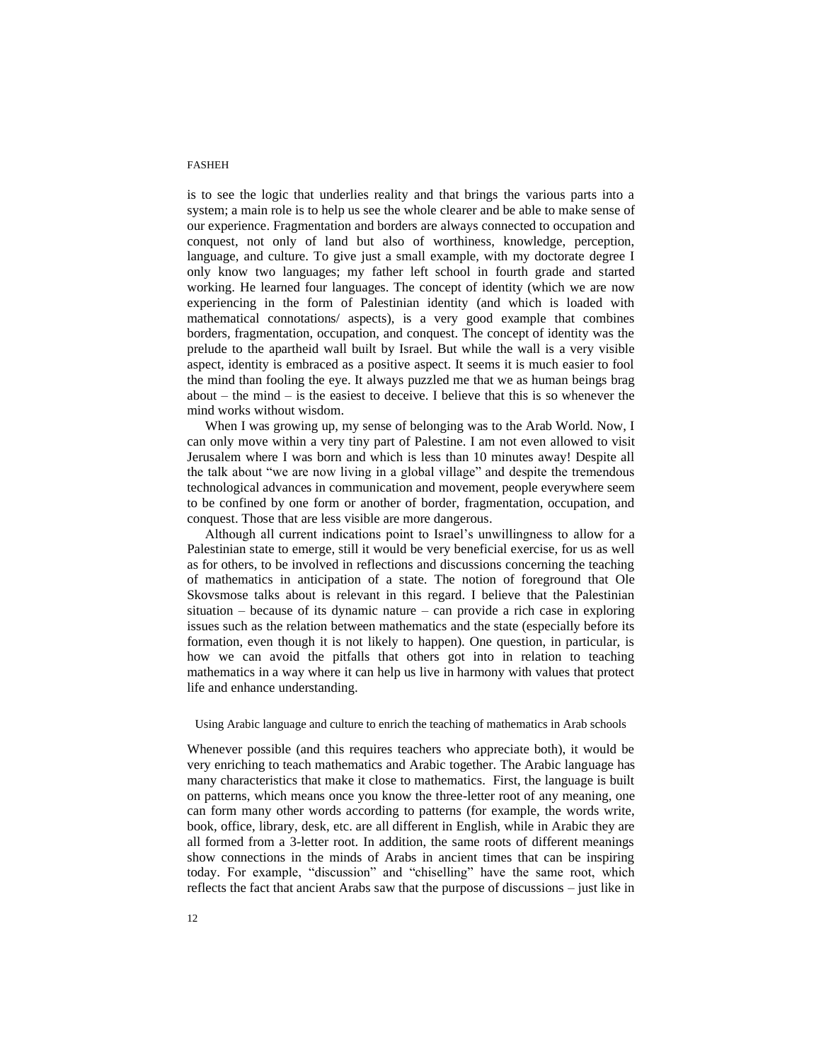is to see the logic that underlies reality and that brings the various parts into a system; a main role is to help us see the whole clearer and be able to make sense of our experience. Fragmentation and borders are always connected to occupation and conquest, not only of land but also of worthiness, knowledge, perception, language, and culture. To give just a small example, with my doctorate degree I only know two languages; my father left school in fourth grade and started working. He learned four languages. The concept of identity (which we are now experiencing in the form of Palestinian identity (and which is loaded with mathematical connotations/ aspects), is a very good example that combines borders, fragmentation, occupation, and conquest. The concept of identity was the prelude to the apartheid wall built by Israel. But while the wall is a very visible aspect, identity is embraced as a positive aspect. It seems it is much easier to fool the mind than fooling the eye. It always puzzled me that we as human beings brag about – the mind – is the easiest to deceive. I believe that this is so whenever the mind works without wisdom.

When I was growing up, my sense of belonging was to the Arab World. Now, I can only move within a very tiny part of Palestine. I am not even allowed to visit Jerusalem where I was born and which is less than 10 minutes away! Despite all the talk about "we are now living in a global village" and despite the tremendous technological advances in communication and movement, people everywhere seem to be confined by one form or another of border, fragmentation, occupation, and conquest. Those that are less visible are more dangerous.

Although all current indications point to Israel's unwillingness to allow for a Palestinian state to emerge, still it would be very beneficial exercise, for us as well as for others, to be involved in reflections and discussions concerning the teaching of mathematics in anticipation of a state. The notion of foreground that Ole Skovsmose talks about is relevant in this regard. I believe that the Palestinian situation – because of its dynamic nature – can provide a rich case in exploring issues such as the relation between mathematics and the state (especially before its formation, even though it is not likely to happen). One question, in particular, is how we can avoid the pitfalls that others got into in relation to teaching mathematics in a way where it can help us live in harmony with values that protect life and enhance understanding.

### Using Arabic language and culture to enrich the teaching of mathematics in Arab schools

Whenever possible (and this requires teachers who appreciate both), it would be very enriching to teach mathematics and Arabic together. The Arabic language has many characteristics that make it close to mathematics. First, the language is built on patterns, which means once you know the three-letter root of any meaning, one can form many other words according to patterns (for example, the words write, book, office, library, desk, etc. are all different in English, while in Arabic they are all formed from a 3-letter root. In addition, the same roots of different meanings show connections in the minds of Arabs in ancient times that can be inspiring today. For example, "discussion" and "chiselling" have the same root, which reflects the fact that ancient Arabs saw that the purpose of discussions – just like in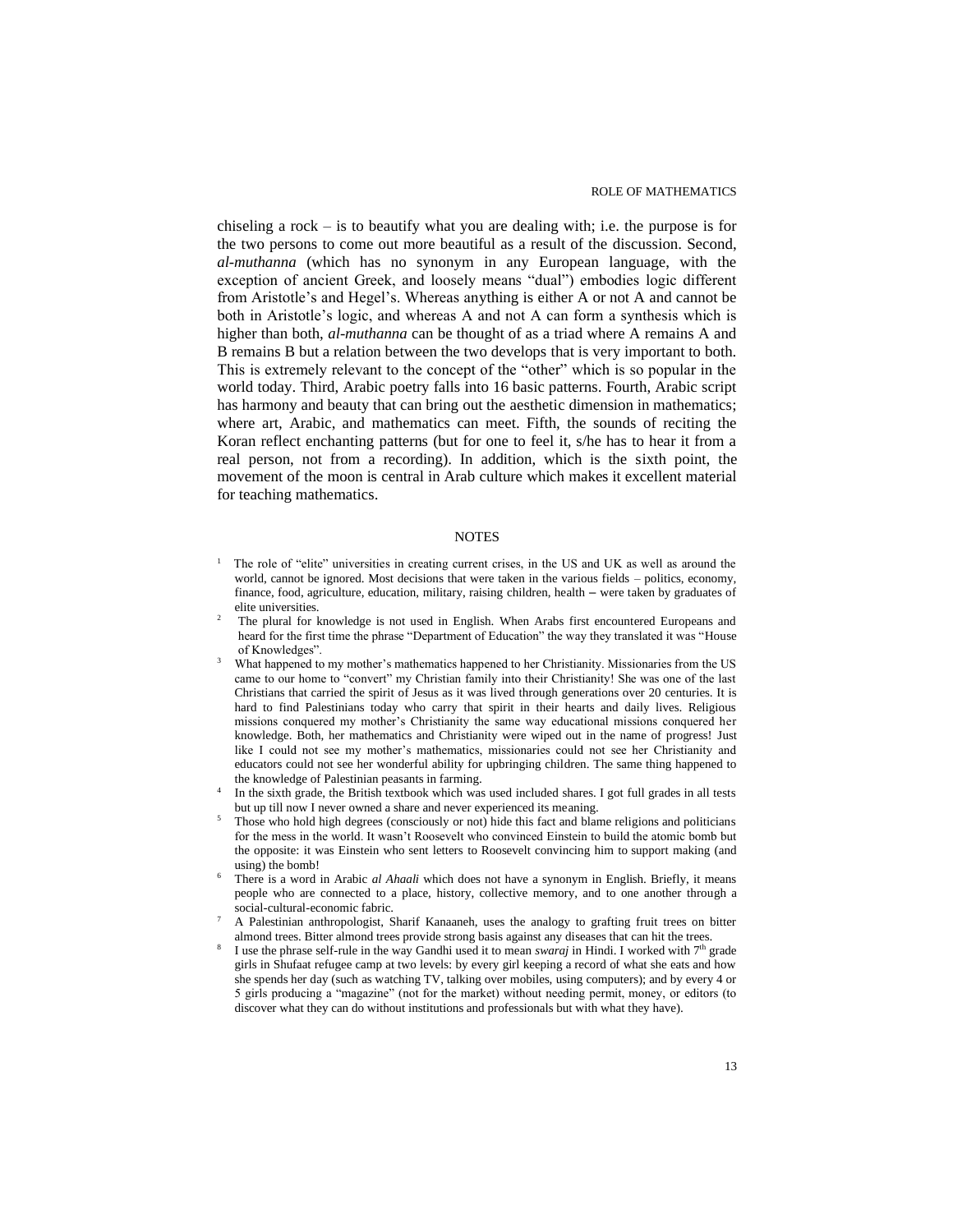chiseling a rock – is to beautify what you are dealing with; i.e. the purpose is for the two persons to come out more beautiful as a result of the discussion. Second, *al-muthanna* (which has no synonym in any European language, with the exception of ancient Greek, and loosely means "dual") embodies logic different from Aristotle's and Hegel's. Whereas anything is either A or not A and cannot be both in Aristotle's logic, and whereas A and not A can form a synthesis which is higher than both, *al-muthanna* can be thought of as a triad where A remains A and B remains B but a relation between the two develops that is very important to both. This is extremely relevant to the concept of the "other" which is so popular in the world today. Third, Arabic poetry falls into 16 basic patterns. Fourth, Arabic script has harmony and beauty that can bring out the aesthetic dimension in mathematics; where art, Arabic, and mathematics can meet. Fifth, the sounds of reciting the Koran reflect enchanting patterns (but for one to feel it, s/he has to hear it from a real person, not from a recording). In addition, which is the sixth point, the movement of the moon is central in Arab culture which makes it excellent material for teaching mathematics.

## NOTES

[1] The role of "elite" universities in creating current crises, in the US and UK as well as around the world, cannot be ignored. Most decisions that were taken in the various fields – politics, economy, finance, food, agriculture, education, military, raising children, health – were taken by graduates of elite universities.

[2] The plural for knowledge is not used in English. When Arabs first encountered Europeans and heard for the first time the phrase "Department of Education" the way they translated it was "House of Knowledges".

[3] What happened to my mother's mathematics happened to her Christianity. Missionaries from the US came to our home to "convert" my Christian family into their Christianity! She was one of the last Christians that carried the spirit of Jesus as it was lived through generations over 20 centuries. It is hard to find Palestinians today who carry that spirit in their hearts and daily lives. Religious missions conquered my mother's Christianity the same way educational missions conquered her knowledge. Both, her mathematics and Christianity were wiped out in the name of progress! Just like I could not see my mother's mathematics, missionaries could not see her Christianity and educators could not see her wonderful ability for upbringing children. The same thing happened to the knowledge of Palestinian peasants in farming.

[4] In the sixth grade, the British textbook which was used included shares. I got full grades in all tests but up till now I never owned a share and never experienced its meaning.

[5] Those who hold high degrees (consciously or not) hide this fact and blame religions and politicians for the mess in the world. It wasn't Roosevelt who convinced Einstein to build the atomic bomb but the opposite: it was Einstein who sent letters to Roosevelt convincing him to support making (and using) the bomb!

[6] There is a word in Arabic *al Ahaali* which does not have a synonym in English. Briefly, it means people who are connected to a place, history, collective memory, and to one another through a social-cultural-economic fabric.

[7] A Palestinian anthropologist, Sharif Kanaaneh, uses the analogy to grafting fruit trees on bitter almond trees. Bitter almond trees provide strong basis against any diseases that can hit the trees.

[8] I use the phrase self-rule in the way Gandhi used it to mean *swaraj* in Hindi. I worked with 7th grade girls in Shufaat refugee camp at two levels: by every girl keeping a record of what she eats and how she spends her day (such as watching TV, talking over mobiles, using computers); and by every 4 or 5 girls producing a "magazine" (not for the market) without needing permit, money, or editors (to discover what they can do without institutions and professionals but with what they have).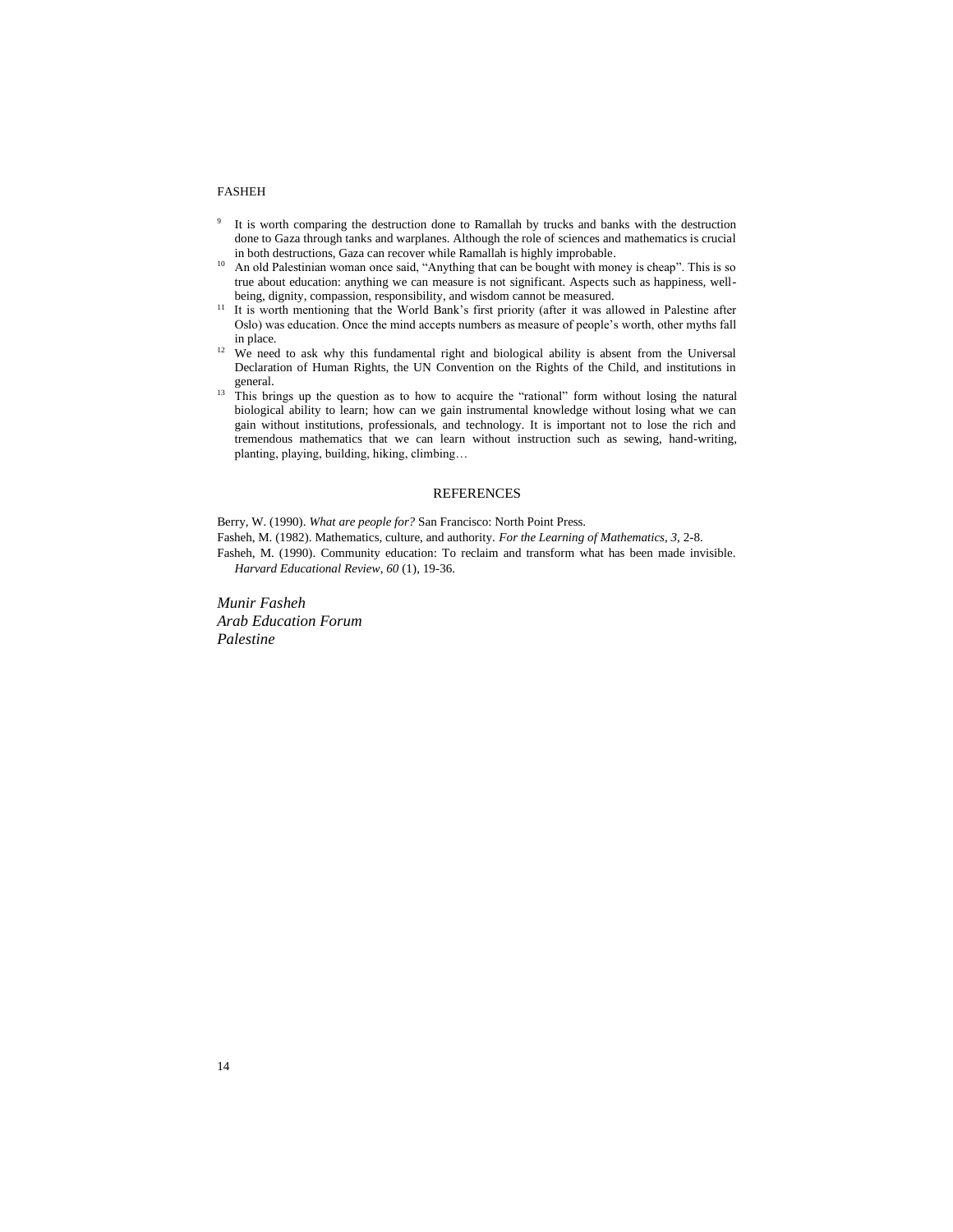[9] It is worth comparing the destruction done to Ramallah by trucks and banks with the destruction done to Gaza through tanks and warplanes. Although the role of sciences and mathematics is crucial in both destructions, Gaza can recover while Ramallah is highly improbable.

[10] An old Palestinian woman once said, "Anything that can be bought with money is cheap". This is so true about education: anything we can measure is not significant. Aspects such as happiness, well-being, dignity, compassion, responsibility, and wisdom cannot be measured.

[11] It is worth mentioning that the World Bank's first priority (after it was allowed in Palestine after Oslo) was education. Once the mind accepts numbers as measure of people's worth, other myths fall in place.

[12] We need to ask why this fundamental right and biological ability is absent from the Universal Declaration of Human Rights, the UN Convention on the Rights of the Child, and institutions in general.

[13] This brings up the question as to how to acquire the "rational" form without losing the natural biological ability to learn; how can we gain instrumental knowledge without losing what we can gain without institutions, professionals, and technology. It is important not to lose the rich and tremendous mathematics that we can learn without instruction such as sewing, hand-writing, planting, playing, building, hiking, climbing…

## REFERENCES

Berry, W. (1990). *What are people for?* San Francisco: North Point Press.

Fasheh, M. (1982). Mathematics, culture, and authority. *For the Learning of Mathematics, 3*, 2-8.

Fasheh, M. (1990). Community education: To reclaim and transform what has been made invisible. *Harvard Educational Review, 60* (1), 19-36.

*Munir Fasheh*
*Arab Education Forum*
*Palestine*